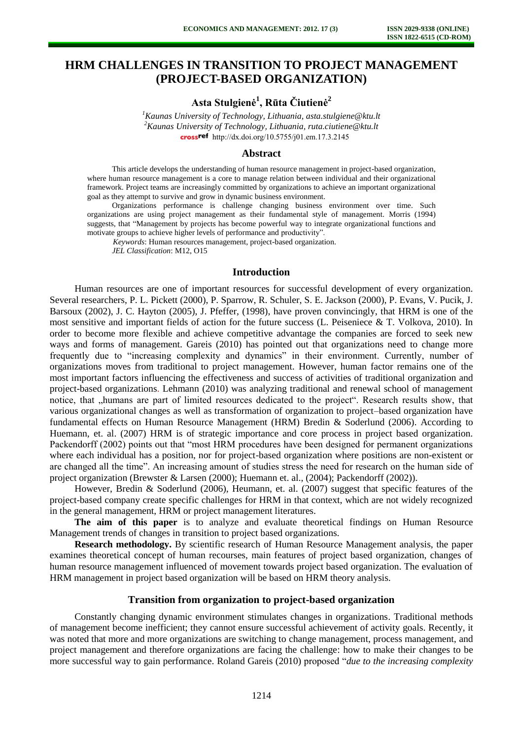# HRM CHALLENGES IN TRANSITION TO PROJECT MANAGEMENT (PROJECT-BASED ORGANIZATION)

**Asta Stulgienė[1], Rūta Čiutienė[2]**

[1]*Kaunas University of Technology, Lithuania, asta.stulgiene@ktu.lt*
[2]*Kaunas University of Technology, Lithuania, ruta.ciutiene@ktu.lt*
http://dx.doi.org/10.5755/j01.em.17.3.2145

## Abstract

This article develops the understanding of human resource management in project-based organization, where human resource management is a core to manage relation between individual and their organizational framework. Project teams are increasingly committed by organizations to achieve an important organizational goal as they attempt to survive and grow in dynamic business environment.

Organizations performance is challenge changing business environment over time. Such organizations are using project management as their fundamental style of management. Morris (1994) suggests, that "Management by projects has become powerful way to integrate organizational functions and motivate groups to achieve higher levels of performance and productivity".

*Keywords*: Human resources management, project-based organization.

*JEL Classification*: M12, O15

## Introduction

Human resources are one of important resources for successful development of every organization. Several researchers, P. L. Pickett (2000), P. Sparrow, R. Schuler, S. E. Jackson (2000), P. Evans, V. Pucik, J. Barsoux (2002), J. C. Hayton (2005), J. Pfeffer, (1998), have proven convincingly, that HRM is one of the most sensitive and important fields of action for the future success (L. Peiseniece & T. Volkova, 2010). In order to become more flexible and achieve competitive advantage the companies are forced to seek new ways and forms of management. Gareis (2010) has pointed out that organizations need to change more frequently due to "increasing complexity and dynamics" in their environment. Currently, number of organizations moves from traditional to project management. However, human factor remains one of the most important factors influencing the effectiveness and success of activities of traditional organization and project-based organizations. Lehmann (2010) was analyzing traditional and renewal school of management notice, that „humans are part of limited resources dedicated to the project". Research results show, that various organizational changes as well as transformation of organization to project–based organization have fundamental effects on Human Resource Management (HRM) Bredin & Soderlund (2006). According to Huemann, et. al. (2007) HRM is of strategic importance and core process in project based organization. Packendorff (2002) points out that "most HRM procedures have been designed for permanent organizations where each individual has a position, nor for project-based organization where positions are non-existent or are changed all the time". An increasing amount of studies stress the need for research on the human side of project organization (Brewster & Larsen (2000); Huemann et. al., (2004); Packendorff (2002)).

However, Bredin & Soderlund (2006), Heumann, et. al. (2007) suggest that specific features of the project-based company create specific challenges for HRM in that context, which are not widely recognized in the general management, HRM or project management literatures.

**The aim of this paper** is to analyze and evaluate theoretical findings on Human Resource Management trends of changes in transition to project based organizations.

**Research methodology.** By scientific research of Human Resource Management analysis, the paper examines theoretical concept of human recourses, main features of project based organization, changes of human resource management influenced of movement towards project based organization. The evaluation of HRM management in project based organization will be based on HRM theory analysis.

## Transition from organization to project-based organization

Constantly changing dynamic environment stimulates changes in organizations. Traditional methods of management become inefficient; they cannot ensure successful achievement of activity goals. Recently, it was noted that more and more organizations are switching to change management, process management, and project management and therefore organizations are facing the challenge: how to make their changes to be more successful way to gain performance. Roland Gareis (2010) proposed "*due to the increasing complexity*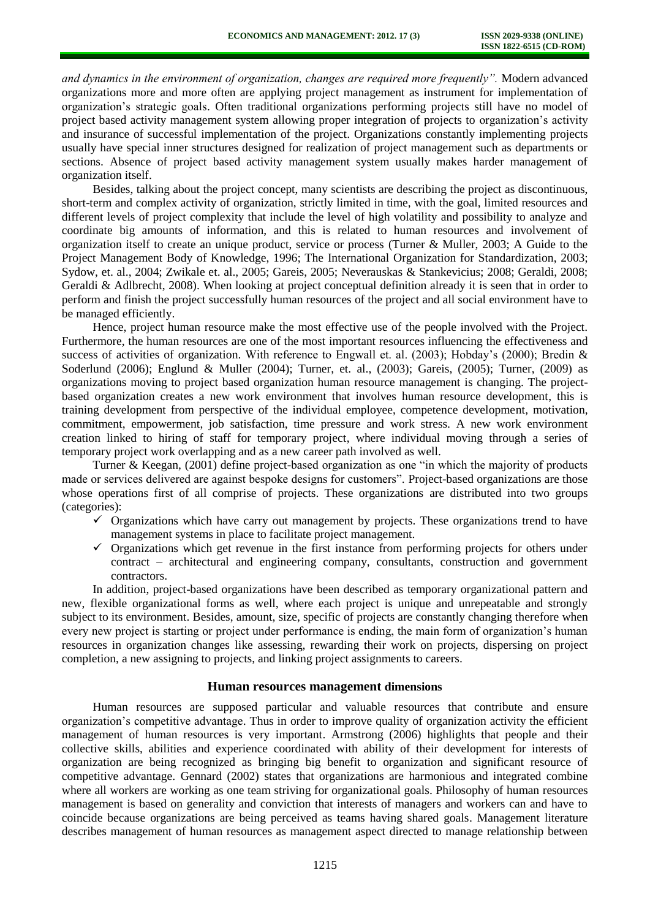*and dynamics in the environment of organization, changes are required more frequently".* Modern advanced organizations more and more often are applying project management as instrument for implementation of organization's strategic goals. Often traditional organizations performing projects still have no model of project based activity management system allowing proper integration of projects to organization's activity and insurance of successful implementation of the project. Organizations constantly implementing projects usually have special inner structures designed for realization of project management such as departments or sections. Absence of project based activity management system usually makes harder management of organization itself.

Besides, talking about the project concept, many scientists are describing the project as discontinuous, short-term and complex activity of organization, strictly limited in time, with the goal, limited resources and different levels of project complexity that include the level of high volatility and possibility to analyze and coordinate big amounts of information, and this is related to human resources and involvement of organization itself to create an unique product, service or process (Turner & Muller, 2003; A Guide to the Project Management Body of Knowledge, 1996; The International Organization for Standardization, 2003; Sydow, et. al., 2004; Zwikale et. al., 2005; Gareis, 2005; Neverauskas & Stankevicius; 2008; Geraldi, 2008; Geraldi & Adlbrecht, 2008). When looking at project conceptual definition already it is seen that in order to perform and finish the project successfully human resources of the project and all social environment have to be managed efficiently.

Hence, project human resource make the most effective use of the people involved with the Project. Furthermore, the human resources are one of the most important resources influencing the effectiveness and success of activities of organization. With reference to Engwall et. al. (2003); Hobday's (2000); Bredin & Soderlund (2006); Englund & Muller (2004); Turner, et. al., (2003); Gareis, (2005); Turner, (2009) as organizations moving to project based organization human resource management is changing. The project-based organization creates a new work environment that involves human resource development, this is training development from perspective of the individual employee, competence development, motivation, commitment, empowerment, job satisfaction, time pressure and work stress. A new work environment creation linked to hiring of staff for temporary project, where individual moving through a series of temporary project work overlapping and as a new career path involved as well.

Turner & Keegan, (2001) define project-based organization as one "in which the majority of products made or services delivered are against bespoke designs for customers". Project-based organizations are those whose operations first of all comprise of projects. These organizations are distributed into two groups (categories):

- ✓ Organizations which have carry out management by projects. These organizations trend to have management systems in place to facilitate project management.
- ✓ Organizations which get revenue in the first instance from performing projects for others under contract – architectural and engineering company, consultants, construction and government contractors.

In addition, project-based organizations have been described as temporary organizational pattern and new, flexible organizational forms as well, where each project is unique and unrepeatable and strongly subject to its environment. Besides, amount, size, specific of projects are constantly changing therefore when every new project is starting or project under performance is ending, the main form of organization's human resources in organization changes like assessing, rewarding their work on projects, dispersing on project completion, a new assigning to projects, and linking project assignments to careers.

## Human resources management dimensions

Human resources are supposed particular and valuable resources that contribute and ensure organization's competitive advantage. Thus in order to improve quality of organization activity the efficient management of human resources is very important. Armstrong (2006) highlights that people and their collective skills, abilities and experience coordinated with ability of their development for interests of organization are being recognized as bringing big benefit to organization and significant resource of competitive advantage. Gennard (2002) states that organizations are harmonious and integrated combine where all workers are working as one team striving for organizational goals. Philosophy of human resources management is based on generality and conviction that interests of managers and workers can and have to coincide because organizations are being perceived as teams having shared goals. Management literature describes management of human resources as management aspect directed to manage relationship between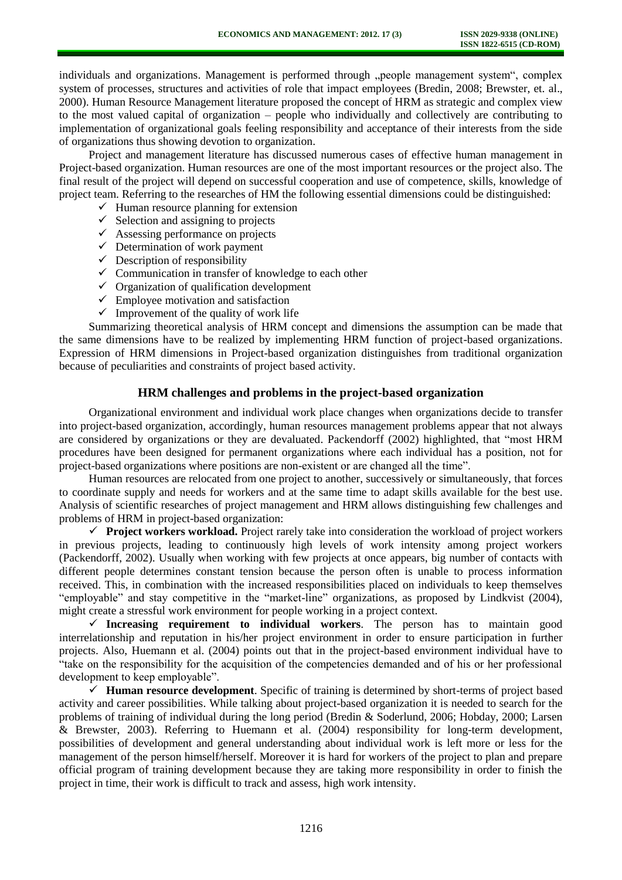individuals and organizations. Management is performed through „people management system", complex system of processes, structures and activities of role that impact employees (Bredin, 2008; Brewster, et. al., 2000). Human Resource Management literature proposed the concept of HRM as strategic and complex view to the most valued capital of organization – people who individually and collectively are contributing to implementation of organizational goals feeling responsibility and acceptance of their interests from the side of organizations thus showing devotion to organization.

Project and management literature has discussed numerous cases of effective human management in Project-based organization. Human resources are one of the most important resources or the project also. The final result of the project will depend on successful cooperation and use of competence, skills, knowledge of project team. Referring to the researches of HM the following essential dimensions could be distinguished:

- ✓ Human resource planning for extension
- ✓ Selection and assigning to projects
- ✓ Assessing performance on projects
- ✓ Determination of work payment
- ✓ Description of responsibility
- ✓ Communication in transfer of knowledge to each other
- ✓ Organization of qualification development
- ✓ Employee motivation and satisfaction
- ✓ Improvement of the quality of work life

Summarizing theoretical analysis of HRM concept and dimensions the assumption can be made that the same dimensions have to be realized by implementing HRM function of project-based organizations. Expression of HRM dimensions in Project-based organization distinguishes from traditional organization because of peculiarities and constraints of project based activity.

## HRM challenges and problems in the project-based organization

Organizational environment and individual work place changes when organizations decide to transfer into project-based organization, accordingly, human resources management problems appear that not always are considered by organizations or they are devaluated. Packendorff (2002) highlighted, that "most HRM procedures have been designed for permanent organizations where each individual has a position, not for project-based organizations where positions are non-existent or are changed all the time".

Human resources are relocated from one project to another, successively or simultaneously, that forces to coordinate supply and needs for workers and at the same time to adapt skills available for the best use. Analysis of scientific researches of project management and HRM allows distinguishing few challenges and problems of HRM in project-based organization:

✓ **Project workers workload.** Project rarely take into consideration the workload of project workers in previous projects, leading to continuously high levels of work intensity among project workers (Packendorff, 2002). Usually when working with few projects at once appears, big number of contacts with different people determines constant tension because the person often is unable to process information received. This, in combination with the increased responsibilities placed on individuals to keep themselves "employable" and stay competitive in the "market-line" organizations, as proposed by Lindkvist (2004), might create a stressful work environment for people working in a project context.

✓ **Increasing requirement to individual workers**. The person has to maintain good interrelationship and reputation in his/her project environment in order to ensure participation in further projects. Also, Huemann et al. (2004) points out that in the project-based environment individual have to "take on the responsibility for the acquisition of the competencies demanded and of his or her professional development to keep employable".

✓ **Human resource development**. Specific of training is determined by short-terms of project based activity and career possibilities. While talking about project-based organization it is needed to search for the problems of training of individual during the long period (Bredin & Soderlund, 2006; Hobday, 2000; Larsen & Brewster, 2003). Referring to Huemann et al. (2004) responsibility for long-term development, possibilities of development and general understanding about individual work is left more or less for the management of the person himself/herself. Moreover it is hard for workers of the project to plan and prepare official program of training development because they are taking more responsibility in order to finish the project in time, their work is difficult to track and assess, high work intensity.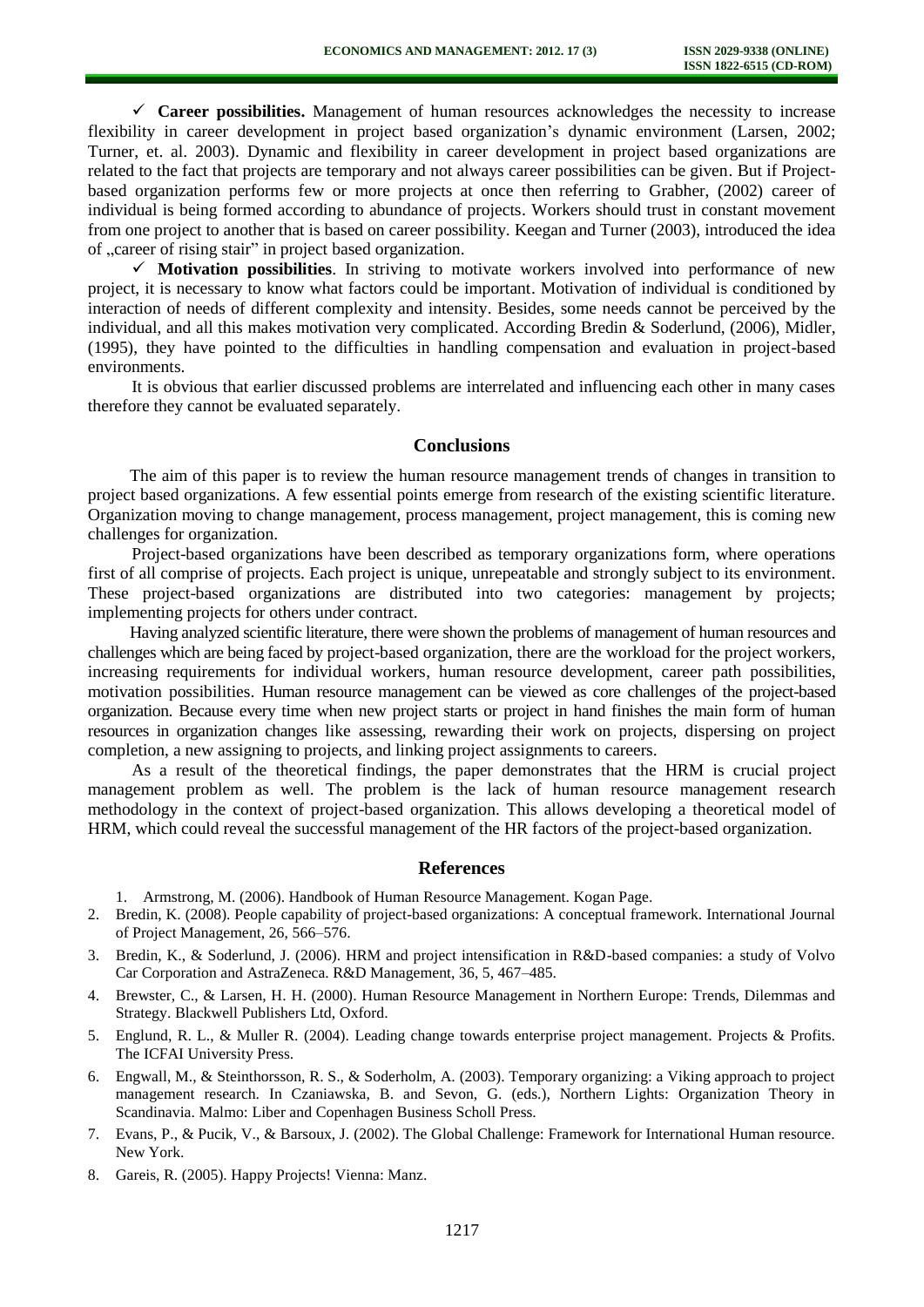✓ **Career possibilities.** Management of human resources acknowledges the necessity to increase flexibility in career development in project based organization's dynamic environment (Larsen, 2002; Turner, et. al. 2003). Dynamic and flexibility in career development in project based organizations are related to the fact that projects are temporary and not always career possibilities can be given. But if Project-based organization performs few or more projects at once then referring to Grabher, (2002) career of individual is being formed according to abundance of projects. Workers should trust in constant movement from one project to another that is based on career possibility. Keegan and Turner (2003), introduced the idea of „career of rising stair" in project based organization.

✓ **Motivation possibilities**. In striving to motivate workers involved into performance of new project, it is necessary to know what factors could be important. Motivation of individual is conditioned by interaction of needs of different complexity and intensity. Besides, some needs cannot be perceived by the individual, and all this makes motivation very complicated. According Bredin & Soderlund, (2006), Midler, (1995), they have pointed to the difficulties in handling compensation and evaluation in project-based environments.

It is obvious that earlier discussed problems are interrelated and influencing each other in many cases therefore they cannot be evaluated separately.

## Conclusions

The aim of this paper is to review the human resource management trends of changes in transition to project based organizations. A few essential points emerge from research of the existing scientific literature. Organization moving to change management, process management, project management, this is coming new challenges for organization.

Project-based organizations have been described as temporary organizations form, where operations first of all comprise of projects. Each project is unique, unrepeatable and strongly subject to its environment. These project-based organizations are distributed into two categories: management by projects; implementing projects for others under contract.

Having analyzed scientific literature, there were shown the problems of management of human resources and challenges which are being faced by project-based organization, there are the workload for the project workers, increasing requirements for individual workers, human resource development, career path possibilities, motivation possibilities. Human resource management can be viewed as core challenges of the project-based organization. Because every time when new project starts or project in hand finishes the main form of human resources in organization changes like assessing, rewarding their work on projects, dispersing on project completion, a new assigning to projects, and linking project assignments to careers.

As a result of the theoretical findings, the paper demonstrates that the HRM is crucial project management problem as well. The problem is the lack of human resource management research methodology in the context of project-based organization. This allows developing a theoretical model of HRM, which could reveal the successful management of the HR factors of the project-based organization.

## References

1. Armstrong, M. (2006). Handbook of Human Resource Management. Kogan Page.
2. Bredin, K. (2008). People capability of project-based organizations: A conceptual framework. International Journal of Project Management, 26, 566–576.
3. Bredin, K., & Soderlund, J. (2006). HRM and project intensification in R&D-based companies: a study of Volvo Car Corporation and AstraZeneca. R&D Management, 36, 5, 467–485.
4. Brewster, C., & Larsen, H. H. (2000). Human Resource Management in Northern Europe: Trends, Dilemmas and Strategy. Blackwell Publishers Ltd, Oxford.
5. Englund, R. L., & Muller R. (2004). Leading change towards enterprise project management. Projects & Profits. The ICFAI University Press.
6. Engwall, M., & Steinthorsson, R. S., & Soderholm, A. (2003). Temporary organizing: a Viking approach to project management research. In Czaniawska, B. and Sevon, G. (eds.), Northern Lights: Organization Theory in Scandinavia. Malmo: Liber and Copenhagen Business Scholl Press.
7. Evans, P., & Pucik, V., & Barsoux, J. (2002). The Global Challenge: Framework for International Human resource. New York.
8. Gareis, R. (2005). Happy Projects! Vienna: Manz.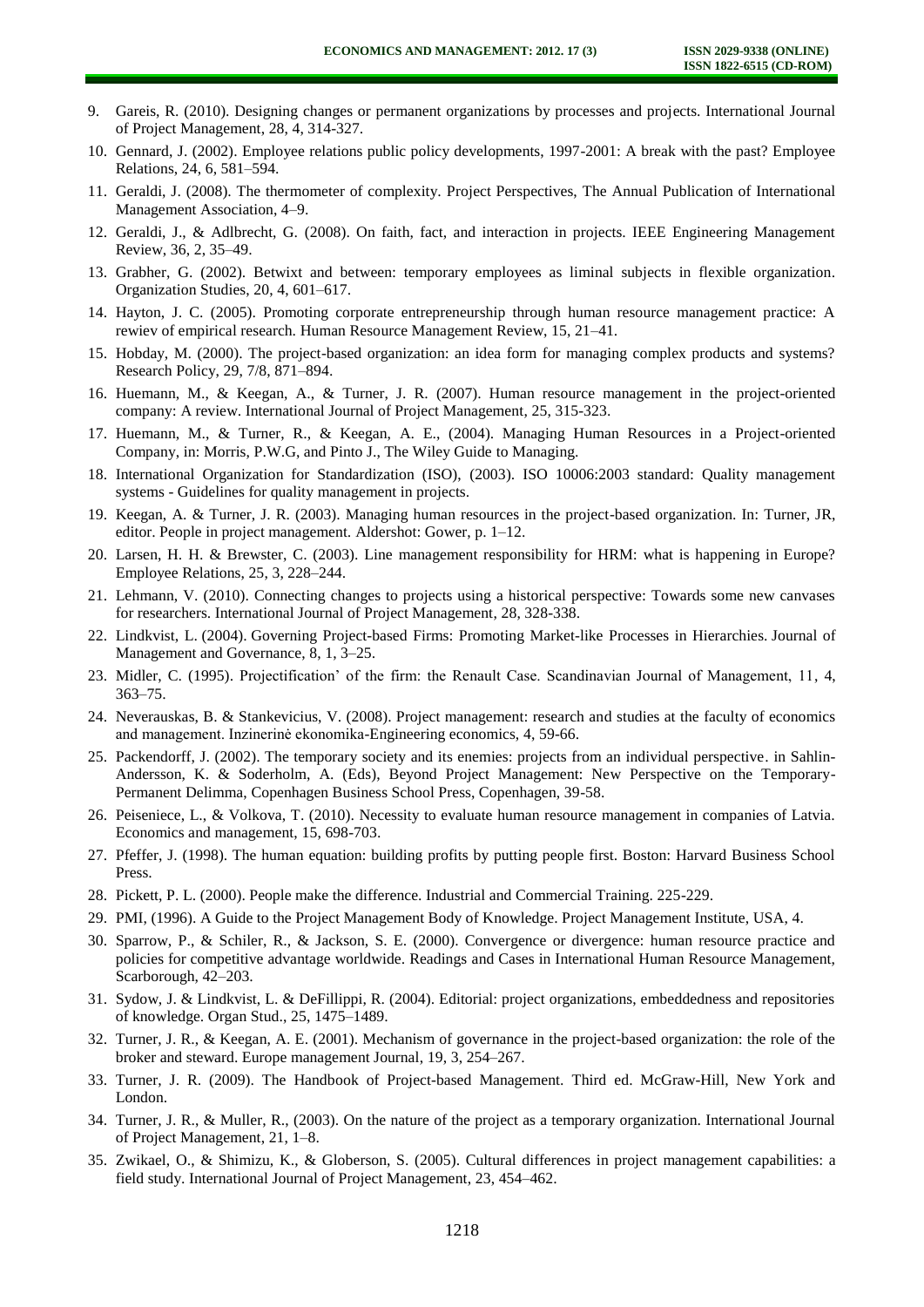9. Gareis, R. (2010). Designing changes or permanent organizations by processes and projects. International Journal of Project Management, 28, 4, 314-327.
10. Gennard, J. (2002). Employee relations public policy developments, 1997-2001: A break with the past? Employee Relations, 24, 6, 581–594.
11. Geraldi, J. (2008). The thermometer of complexity. Project Perspectives, The Annual Publication of International Management Association, 4–9.
12. Geraldi, J., & Adlbrecht, G. (2008). On faith, fact, and interaction in projects. IEEE Engineering Management Review, 36, 2, 35–49.
13. Grabher, G. (2002). Betwixt and between: temporary employees as liminal subjects in flexible organization. Organization Studies, 20, 4, 601–617.
14. Hayton, J. C. (2005). Promoting corporate entrepreneurship through human resource management practice: A rewiev of empirical research. Human Resource Management Review, 15, 21–41.
15. Hobday, M. (2000). The project-based organization: an idea form for managing complex products and systems? Research Policy, 29, 7/8, 871–894.
16. Huemann, M., & Keegan, A., & Turner, J. R. (2007). Human resource management in the project-oriented company: A review. International Journal of Project Management, 25, 315-323.
17. Huemann, M., & Turner, R., & Keegan, A. E., (2004). Managing Human Resources in a Project-oriented Company, in: Morris, P.W.G, and Pinto J., The Wiley Guide to Managing.
18. International Organization for Standardization (ISO), (2003). ISO 10006:2003 standard: Quality management systems - Guidelines for quality management in projects.
19. Keegan, A. & Turner, J. R. (2003). Managing human resources in the project-based organization. In: Turner, JR, editor. People in project management. Aldershot: Gower, p. 1–12.
20. Larsen, H. H. & Brewster, C. (2003). Line management responsibility for HRM: what is happening in Europe? Employee Relations, 25, 3, 228–244.
21. Lehmann, V. (2010). Connecting changes to projects using a historical perspective: Towards some new canvases for researchers. International Journal of Project Management, 28, 328-338.
22. Lindkvist, L. (2004). Governing Project-based Firms: Promoting Market-like Processes in Hierarchies. Journal of Management and Governance, 8, 1, 3–25.
23. Midler, C. (1995). Projectification' of the firm: the Renault Case. Scandinavian Journal of Management, 11, 4, 363–75.
24. Neverauskas, B. & Stankevicius, V. (2008). Project management: research and studies at the faculty of economics and management. Inzinerinė ekonomika-Engineering economics, 4, 59-66.
25. Packendorff, J. (2002). The temporary society and its enemies: projects from an individual perspective. in Sahlin-Andersson, K. & Soderholm, A. (Eds), Beyond Project Management: New Perspective on the Temporary-Permanent Delimma, Copenhagen Business School Press, Copenhagen, 39-58.
26. Peiseniece, L., & Volkova, T. (2010). Necessity to evaluate human resource management in companies of Latvia. Economics and management, 15, 698-703.
27. Pfeffer, J. (1998). The human equation: building profits by putting people first. Boston: Harvard Business School Press.
28. Pickett, P. L. (2000). People make the difference. Industrial and Commercial Training. 225-229.
29. PMI, (1996). A Guide to the Project Management Body of Knowledge. Project Management Institute, USA, 4.
30. Sparrow, P., & Schiler, R., & Jackson, S. E. (2000). Convergence or divergence: human resource practice and policies for competitive advantage worldwide. Readings and Cases in International Human Resource Management, Scarborough, 42–203.
31. Sydow, J. & Lindkvist, L. & DeFillippi, R. (2004). Editorial: project organizations, embeddedness and repositories of knowledge. Organ Stud., 25, 1475–1489.
32. Turner, J. R., & Keegan, A. E. (2001). Mechanism of governance in the project-based organization: the role of the broker and steward. Europe management Journal, 19, 3, 254–267.
33. Turner, J. R. (2009). The Handbook of Project-based Management. Third ed. McGraw-Hill, New York and London.
34. Turner, J. R., & Muller, R., (2003). On the nature of the project as a temporary organization. International Journal of Project Management, 21, 1–8.
35. Zwikael, O., & Shimizu, K., & Globerson, S. (2005). Cultural differences in project management capabilities: a field study. International Journal of Project Management, 23, 454–462.